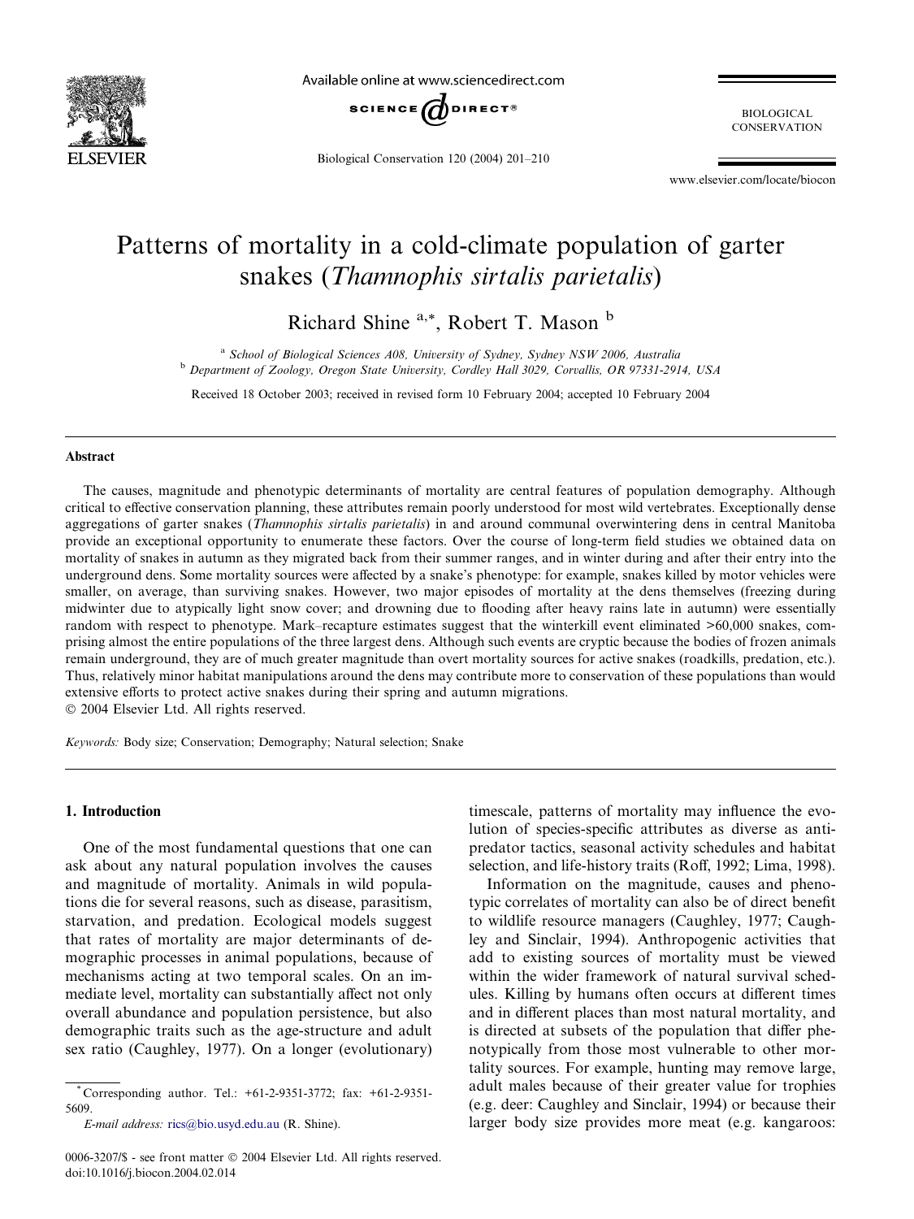# Patterns of mortality in a cold-climate population of garter snakes (*Thamnophis sirtalis parietalis*)

Richard Shine [a,*], Robert T. Mason [b]

[a] School of Biological Sciences A08, University of Sydney, Sydney NSW 2006, Australia

[b] Department of Zoology, Oregon State University, Cordley Hall 3029, Corvallis, OR 97331-2914, USA

Received 18 October 2003; received in revised form 10 February 2004; accepted 10 February 2004

## Abstract

The causes, magnitude and phenotypic determinants of mortality are central features of population demography. Although critical to effective conservation planning, these attributes remain poorly understood for most wild vertebrates. Exceptionally dense aggregations of garter snakes (*Thamnophis sirtalis parietalis*) in and around communal overwintering dens in central Manitoba provide an exceptional opportunity to enumerate these factors. Over the course of long-term field studies we obtained data on mortality of snakes in autumn as they migrated back from their summer ranges, and in winter during and after their entry into the underground dens. Some mortality sources were affected by a snake's phenotype: for example, snakes killed by motor vehicles were smaller, on average, than surviving snakes. However, two major episodes of mortality at the dens themselves (freezing during midwinter due to atypically light snow cover; and drowning due to flooding after heavy rains late in autumn) were essentially random with respect to phenotype. Mark–recapture estimates suggest that the winterkill event eliminated >60,000 snakes, comprising almost the entire populations of the three largest dens. Although such events are cryptic because the bodies of frozen animals remain underground, they are of much greater magnitude than overt mortality sources for active snakes (roadkills, predation, etc.). Thus, relatively minor habitat manipulations around the dens may contribute more to conservation of these populations than would extensive efforts to protect active snakes during their spring and autumn migrations.

© 2004 Elsevier Ltd. All rights reserved.

*Keywords:* Body size; Conservation; Demography; Natural selection; Snake

## 1. Introduction

One of the most fundamental questions that one can ask about any natural population involves the causes and magnitude of mortality. Animals in wild populations die for several reasons, such as disease, parasitism, starvation, and predation. Ecological models suggest that rates of mortality are major determinants of demographic processes in animal populations, because of mechanisms acting at two temporal scales. On an immediate level, mortality can substantially affect not only overall abundance and population persistence, but also demographic traits such as the age-structure and adult sex ratio (Caughley, 1977). On a longer (evolutionary) timescale, patterns of mortality may influence the evolution of species-specific attributes as diverse as antipredator tactics, seasonal activity schedules and habitat selection, and life-history traits (Roff, 1992; Lima, 1998).

Information on the magnitude, causes and phenotypic correlates of mortality can also be of direct benefit to wildlife resource managers (Caughley, 1977; Caughley and Sinclair, 1994). Anthropogenic activities that add to existing sources of mortality must be viewed within the wider framework of natural survival schedules. Killing by humans often occurs at different times and in different places than most natural mortality, and is directed at subsets of the population that differ phenotypically from those most vulnerable to other mortality sources. For example, hunting may remove large, adult males because of their greater value for trophies (e.g. deer: Caughley and Sinclair, 1994) or because their larger body size provides more meat (e.g. kangaroos:

*Corresponding author. Tel.: +61-2-9351-3772; fax: +61-2-9351-5609.

*E-mail address:* rics@bio.usyd.edu.au (R. Shine).

0006-3207/$ - see front matter © 2004 Elsevier Ltd. All rights reserved.
doi:10.1016/j.biocon.2004.02.014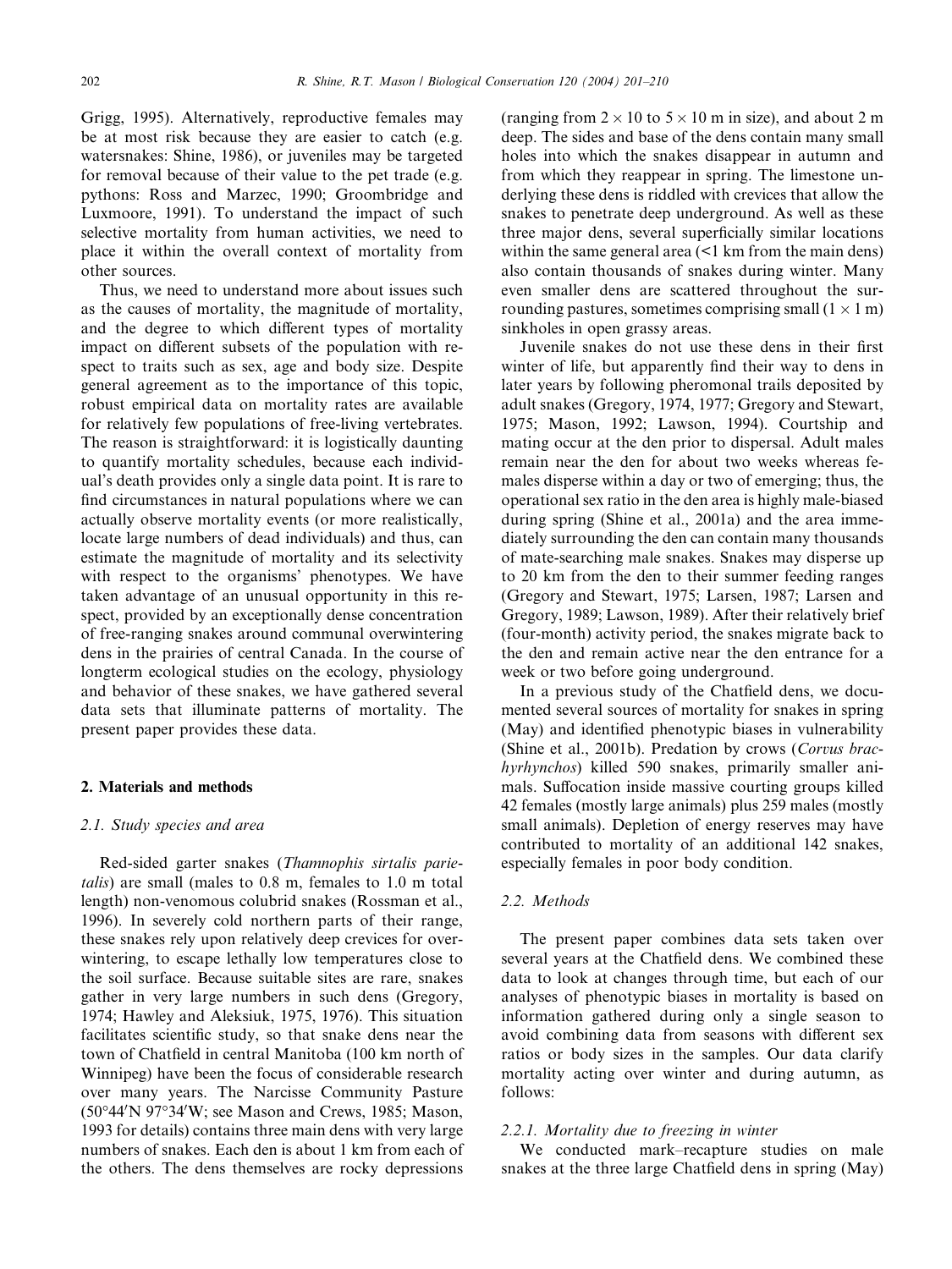Grigg, 1995). Alternatively, reproductive females may be at most risk because they are easier to catch (e.g. watersnakes: Shine, 1986), or juveniles may be targeted for removal because of their value to the pet trade (e.g. pythons: Ross and Marzec, 1990; Groombridge and Luxmoore, 1991). To understand the impact of such selective mortality from human activities, we need to place it within the overall context of mortality from other sources.

Thus, we need to understand more about issues such as the causes of mortality, the magnitude of mortality, and the degree to which different types of mortality impact on different subsets of the population with respect to traits such as sex, age and body size. Despite general agreement as to the importance of this topic, robust empirical data on mortality rates are available for relatively few populations of free-living vertebrates. The reason is straightforward: it is logistically daunting to quantify mortality schedules, because each individual's death provides only a single data point. It is rare to find circumstances in natural populations where we can actually observe mortality events (or more realistically, locate large numbers of dead individuals) and thus, can estimate the magnitude of mortality and its selectivity with respect to the organisms' phenotypes. We have taken advantage of an unusual opportunity in this respect, provided by an exceptionally dense concentration of free-ranging snakes around communal overwintering dens in the prairies of central Canada. In the course of longterm ecological studies on the ecology, physiology and behavior of these snakes, we have gathered several data sets that illuminate patterns of mortality. The present paper provides these data.

## 2. Materials and methods

### 2.1. Study species and area

Red-sided garter snakes (*Thamnophis sirtalis parietalis*) are small (males to 0.8 m, females to 1.0 m total length) non-venomous colubrid snakes (Rossman et al., 1996). In severely cold northern parts of their range, these snakes rely upon relatively deep crevices for overwintering, to escape lethally low temperatures close to the soil surface. Because suitable sites are rare, snakes gather in very large numbers in such dens (Gregory, 1974; Hawley and Aleksiuk, 1975, 1976). This situation facilitates scientific study, so that snake dens near the town of Chatfield in central Manitoba (100 km north of Winnipeg) have been the focus of considerable research over many years. The Narcisse Community Pasture (50°44′N 97°34′W; see Mason and Crews, 1985; Mason, 1993 for details) contains three main dens with very large numbers of snakes. Each den is about 1 km from each of the others. The dens themselves are rocky depressions (ranging from $2 \times 10$ to $5 \times 10$ m in size), and about 2 m deep. The sides and base of the dens contain many small holes into which the snakes disappear in autumn and from which they reappear in spring. The limestone underlying these dens is riddled with crevices that allow the snakes to penetrate deep underground. As well as these three major dens, several superficially similar locations within the same general area (<1 km from the main dens) also contain thousands of snakes during winter. Many even smaller dens are scattered throughout the surrounding pastures, sometimes comprising small ($1 \times 1$ m) sinkholes in open grassy areas.

Juvenile snakes do not use these dens in their first winter of life, but apparently find their way to dens in later years by following pheromonal trails deposited by adult snakes (Gregory, 1974, 1977; Gregory and Stewart, 1975; Mason, 1992; Lawson, 1994). Courtship and mating occur at the den prior to dispersal. Adult males remain near the den for about two weeks whereas females disperse within a day or two of emerging; thus, the operational sex ratio in the den area is highly male-biased during spring (Shine et al., 2001a) and the area immediately surrounding the den can contain many thousands of mate-searching male snakes. Snakes may disperse up to 20 km from the den to their summer feeding ranges (Gregory and Stewart, 1975; Larsen, 1987; Larsen and Gregory, 1989; Lawson, 1989). After their relatively brief (four-month) activity period, the snakes migrate back to the den and remain active near the den entrance for a week or two before going underground.

In a previous study of the Chatfield dens, we documented several sources of mortality for snakes in spring (May) and identified phenotypic biases in vulnerability (Shine et al., 2001b). Predation by crows (*Corvus brachyrhynchos*) killed 590 snakes, primarily smaller animals. Suffocation inside massive courting groups killed 42 females (mostly large animals) plus 259 males (mostly small animals). Depletion of energy reserves may have contributed to mortality of an additional 142 snakes, especially females in poor body condition.

### 2.2. Methods

The present paper combines data sets taken over several years at the Chatfield dens. We combined these data to look at changes through time, but each of our analyses of phenotypic biases in mortality is based on information gathered during only a single season to avoid combining data from seasons with different sex ratios or body sizes in the samples. Our data clarify mortality acting over winter and during autumn, as follows:

#### 2.2.1. Mortality due to freezing in winter

We conducted mark–recapture studies on male snakes at the three large Chatfield dens in spring (May)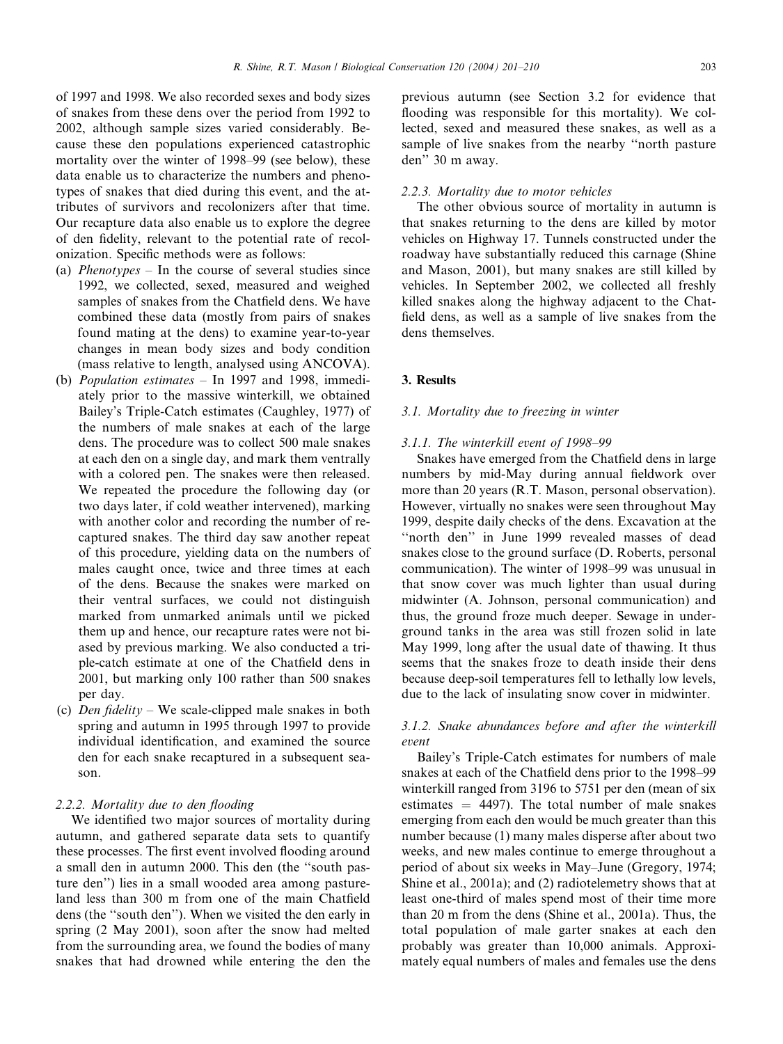of 1997 and 1998. We also recorded sexes and body sizes of snakes from these dens over the period from 1992 to 2002, although sample sizes varied considerably. Because these den populations experienced catastrophic mortality over the winter of 1998–99 (see below), these data enable us to characterize the numbers and phenotypes of snakes that died during this event, and the attributes of survivors and recolonizers after that time. Our recapture data also enable us to explore the degree of den fidelity, relevant to the potential rate of recolonization. Specific methods were as follows:

(a) *Phenotypes* – In the course of several studies since 1992, we collected, sexed, measured and weighed samples of snakes from the Chatfield dens. We have combined these data (mostly from pairs of snakes found mating at the dens) to examine year-to-year changes in mean body sizes and body condition (mass relative to length, analysed using ANCOVA).
(b) *Population estimates* – In 1997 and 1998, immediately prior to the massive winterkill, we obtained Bailey's Triple-Catch estimates (Caughley, 1977) of the numbers of male snakes at each of the large dens. The procedure was to collect 500 male snakes at each den on a single day, and mark them ventrally with a colored pen. The snakes were then released. We repeated the procedure the following day (or two days later, if cold weather intervened), marking with another color and recording the number of recaptured snakes. The third day saw another repeat of this procedure, yielding data on the numbers of males caught once, twice and three times at each of the dens. Because the snakes were marked on their ventral surfaces, we could not distinguish marked from unmarked animals until we picked them up and hence, our recapture rates were not biased by previous marking. We also conducted a triple-catch estimate at one of the Chatfield dens in 2001, but marking only 100 rather than 500 snakes per day.
(c) *Den fidelity* – We scale-clipped male snakes in both spring and autumn in 1995 through 1997 to provide individual identification, and examined the source den for each snake recaptured in a subsequent season.

#### 2.2.2. Mortality due to den flooding

We identified two major sources of mortality during autumn, and gathered separate data sets to quantify these processes. The first event involved flooding around a small den in autumn 2000. This den (the ''south pasture den'') lies in a small wooded area among pastureland less than 300 m from one of the main Chatfield dens (the ''south den''). When we visited the den early in spring (2 May 2001), soon after the snow had melted from the surrounding area, we found the bodies of many snakes that had drowned while entering the den the previous autumn (see Section 3.2 for evidence that flooding was responsible for this mortality). We collected, sexed and measured these snakes, as well as a sample of live snakes from the nearby ''north pasture den'' 30 m away.

#### 2.2.3. Mortality due to motor vehicles

The other obvious source of mortality in autumn is that snakes returning to the dens are killed by motor vehicles on Highway 17. Tunnels constructed under the roadway have substantially reduced this carnage (Shine and Mason, 2001), but many snakes are still killed by vehicles. In September 2002, we collected all freshly killed snakes along the highway adjacent to the Chatfield dens, as well as a sample of live snakes from the dens themselves.

## 3. Results

### 3.1. Mortality due to freezing in winter

#### 3.1.1. The winterkill event of 1998–99

Snakes have emerged from the Chatfield dens in large numbers by mid-May during annual fieldwork over more than 20 years (R.T. Mason, personal observation). However, virtually no snakes were seen throughout May 1999, despite daily checks of the dens. Excavation at the ''north den'' in June 1999 revealed masses of dead snakes close to the ground surface (D. Roberts, personal communication). The winter of 1998–99 was unusual in that snow cover was much lighter than usual during midwinter (A. Johnson, personal communication) and thus, the ground froze much deeper. Sewage in underground tanks in the area was still frozen solid in late May 1999, long after the usual date of thawing. It thus seems that the snakes froze to death inside their dens because deep-soil temperatures fell to lethally low levels, due to the lack of insulating snow cover in midwinter.

#### 3.1.2. Snake abundances before and after the winterkill event

Bailey's Triple-Catch estimates for numbers of male snakes at each of the Chatfield dens prior to the 1998–99 winterkill ranged from 3196 to 5751 per den (mean of six estimates = 4497). The total number of male snakes emerging from each den would be much greater than this number because (1) many males disperse after about two weeks, and new males continue to emerge throughout a period of about six weeks in May–June (Gregory, 1974; Shine et al., 2001a); and (2) radiotelemetry shows that at least one-third of males spend most of their time more than 20 m from the dens (Shine et al., 2001a). Thus, the total population of male garter snakes at each den probably was greater than 10,000 animals. Approximately equal numbers of males and females use the dens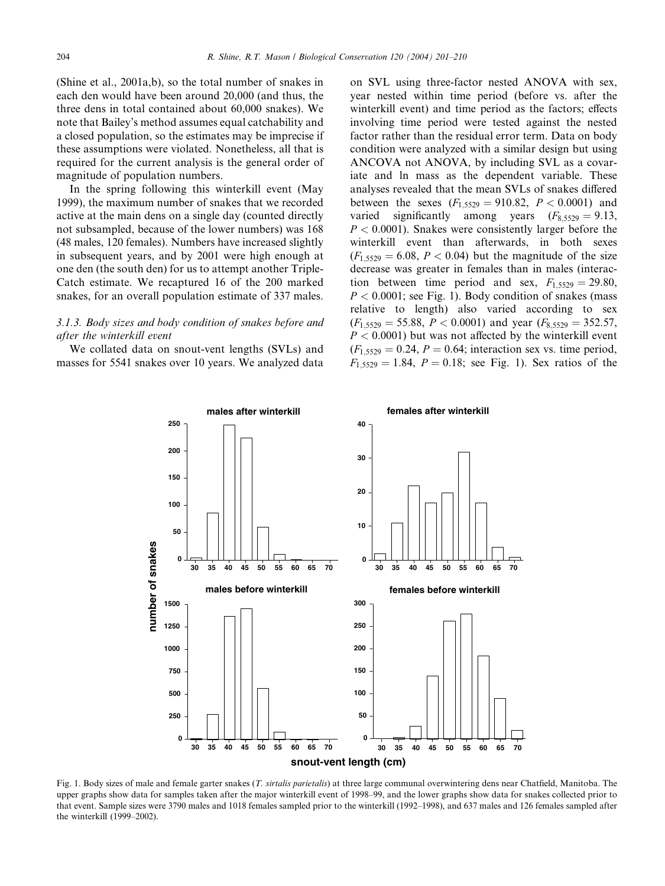(Shine et al., 2001a,b), so the total number of snakes in each den would have been around 20,000 (and thus, the three dens in total contained about 60,000 snakes). We note that Bailey's method assumes equal catchability and a closed population, so the estimates may be imprecise if these assumptions were violated. Nonetheless, all that is required for the current analysis is the general order of magnitude of population numbers.

In the spring following this winterkill event (May 1999), the maximum number of snakes that we recorded active at the main dens on a single day (counted directly not subsampled, because of the lower numbers) was 168 (48 males, 120 females). Numbers have increased slightly in subsequent years, and by 2001 were high enough at one den (the south den) for us to attempt another Triple-Catch estimate. We recaptured 16 of the 200 marked snakes, for an overall population estimate of 337 males.

### 3.1.3. Body sizes and body condition of snakes before and after the winterkill event

We collated data on snout-vent lengths (SVLs) and masses for 5541 snakes over 10 years. We analyzed data on SVL using three-factor nested ANOVA with sex, year nested within time period (before vs. after the winterkill event) and time period as the factors; effects involving time period were tested against the nested factor rather than the residual error term. Data on body condition were analyzed with a similar design but using ANCOVA not ANOVA, by including SVL as a covariate and ln mass as the dependent variable. These analyses revealed that the mean SVLs of snakes differed between the sexes ($F_{1,5529} = 910.82$, $P < 0.0001$) and varied significantly among years ($F_{8,5529} = 9.13$, $P < 0.0001$). Snakes were consistently larger before the winterkill event than afterwards, in both sexes ($F_{1,5529} = 6.08$, $P < 0.04$) but the magnitude of the size decrease was greater in females than in males (interaction between time period and sex, $F_{1,5529} = 29.80$, $P < 0.0001$; see Fig. 1). Body condition of snakes (mass relative to length) also varied according to sex ($F_{1,5529} = 55.88$, $P < 0.0001$) and year ($F_{8,5529} = 352.57$, $P < 0.0001$) but was not affected by the winterkill event ($F_{1,5529} = 0.24$, $P = 0.64$; interaction sex vs. time period, $F_{1,5529} = 1.84$, $P = 0.18$; see Fig. 1). Sex ratios of the

Fig. 1. Body sizes of male and female garter snakes (*T. sirtalis parietalis*) at three large communal overwintering dens near Chatfield, Manitoba. The upper graphs show data for samples taken after the major winterkill event of 1998–99, and the lower graphs show data for snakes collected prior to that event. Sample sizes were 3790 males and 1018 females sampled prior to the winterkill (1992–1998), and 637 males and 126 females sampled after the winterkill (1999–2002).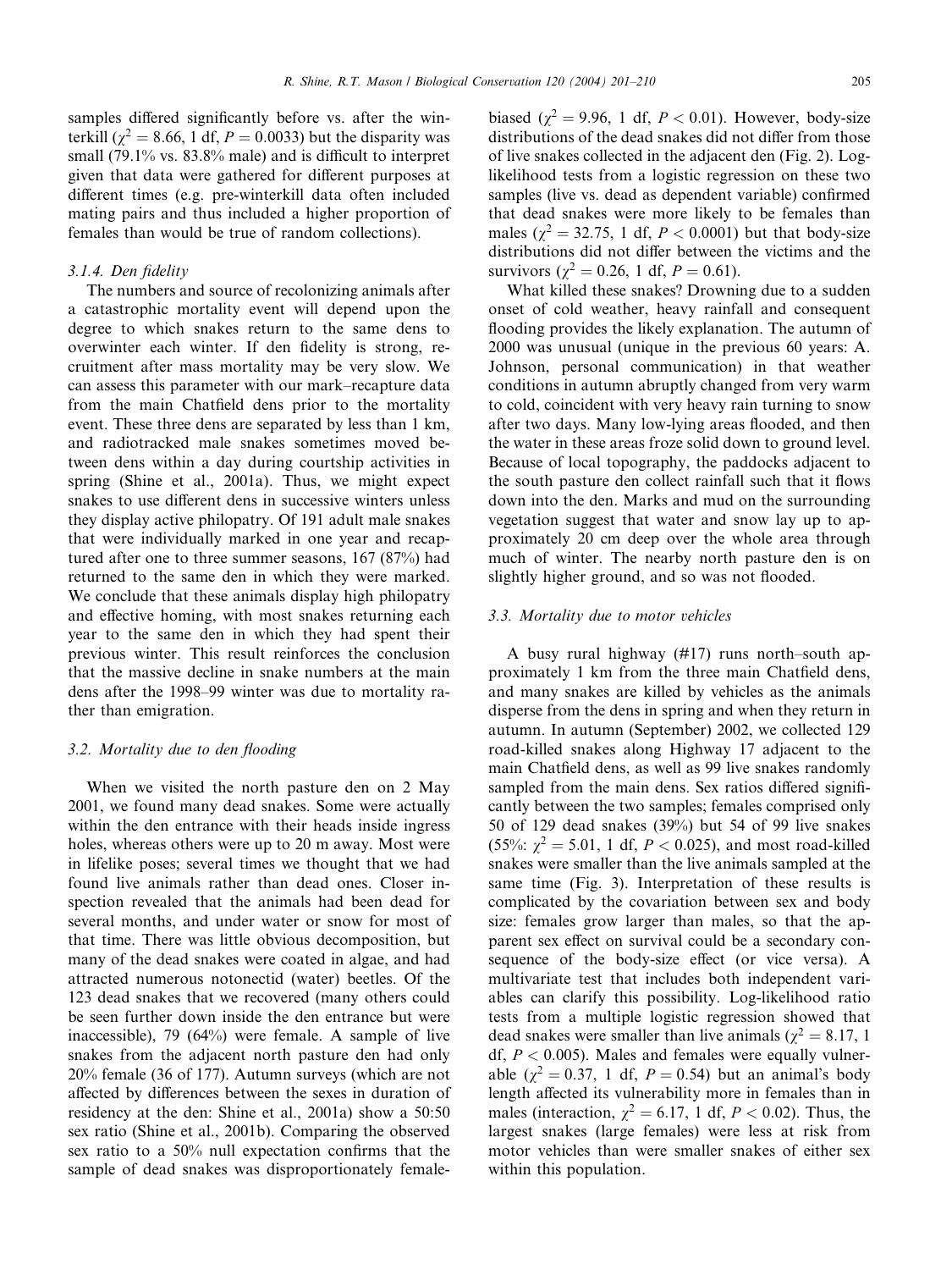samples differed significantly before vs. after the winterkill ($\chi^2 = 8.66$, 1 df, $P = 0.0033$) but the disparity was small (79.1% vs. 83.8% male) and is difficult to interpret given that data were gathered for different purposes at different times (e.g. pre-winterkill data often included mating pairs and thus included a higher proportion of females than would be true of random collections).

#### 3.1.4. Den fidelity

The numbers and source of recolonizing animals after a catastrophic mortality event will depend upon the degree to which snakes return to the same dens to overwinter each winter. If den fidelity is strong, recruitment after mass mortality may be very slow. We can assess this parameter with our mark–recapture data from the main Chatfield dens prior to the mortality event. These three dens are separated by less than 1 km, and radiotracked male snakes sometimes moved between dens within a day during courtship activities in spring (Shine et al., 2001a). Thus, we might expect snakes to use different dens in successive winters unless they display active philopatry. Of 191 adult male snakes that were individually marked in one year and recaptured after one to three summer seasons, 167 (87%) had returned to the same den in which they were marked. We conclude that these animals display high philopatry and effective homing, with most snakes returning each year to the same den in which they had spent their previous winter. This result reinforces the conclusion that the massive decline in snake numbers at the main dens after the 1998–99 winter was due to mortality rather than emigration.

### 3.2. Mortality due to den flooding

When we visited the north pasture den on 2 May 2001, we found many dead snakes. Some were actually within the den entrance with their heads inside ingress holes, whereas others were up to 20 m away. Most were in lifelike poses; several times we thought that we had found live animals rather than dead ones. Closer inspection revealed that the animals had been dead for several months, and under water or snow for most of that time. There was little obvious decomposition, but many of the dead snakes were coated in algae, and had attracted numerous notonectid (water) beetles. Of the 123 dead snakes that we recovered (many others could be seen further down inside the den entrance but were inaccessible), 79 (64%) were female. A sample of live snakes from the adjacent north pasture den had only 20% female (36 of 177). Autumn surveys (which are not affected by differences between the sexes in duration of residency at the den: Shine et al., 2001a) show a 50:50 sex ratio (Shine et al., 2001b). Comparing the observed sex ratio to a 50% null expectation confirms that the sample of dead snakes was disproportionately female-biased ($\chi^2 = 9.96$, 1 df, $P < 0.01$). However, body-size distributions of the dead snakes did not differ from those of live snakes collected in the adjacent den (Fig. 2). Log-likelihood tests from a logistic regression on these two samples (live vs. dead as dependent variable) confirmed that dead snakes were more likely to be females than males ($\chi^2 = 32.75$, 1 df, $P < 0.0001$) but that body-size distributions did not differ between the victims and the survivors ($\chi^2 = 0.26$, 1 df, $P = 0.61$).

What killed these snakes? Drowning due to a sudden onset of cold weather, heavy rainfall and consequent flooding provides the likely explanation. The autumn of 2000 was unusual (unique in the previous 60 years: A. Johnson, personal communication) in that weather conditions in autumn abruptly changed from very warm to cold, coincident with very heavy rain turning to snow after two days. Many low-lying areas flooded, and then the water in these areas froze solid down to ground level. Because of local topography, the paddocks adjacent to the south pasture den collect rainfall such that it flows down into the den. Marks and mud on the surrounding vegetation suggest that water and snow lay up to approximately 20 cm deep over the whole area through much of winter. The nearby north pasture den is on slightly higher ground, and so was not flooded.

### 3.3. Mortality due to motor vehicles

A busy rural highway (#17) runs north–south approximately 1 km from the three main Chatfield dens, and many snakes are killed by vehicles as the animals disperse from the dens in spring and when they return in autumn. In autumn (September) 2002, we collected 129 road-killed snakes along Highway 17 adjacent to the main Chatfield dens, as well as 99 live snakes randomly sampled from the main dens. Sex ratios differed significantly between the two samples; females comprised only 50 of 129 dead snakes (39%) but 54 of 99 live snakes (55%: $\chi^2 = 5.01$, 1 df, $P < 0.025$), and most road-killed snakes were smaller than the live animals sampled at the same time (Fig. 3). Interpretation of these results is complicated by the covariation between sex and body size: females grow larger than males, so that the apparent sex effect on survival could be a secondary consequence of the body-size effect (or vice versa). A multivariate test that includes both independent variables can clarify this possibility. Log-likelihood ratio tests from a multiple logistic regression showed that dead snakes were smaller than live animals ($\chi^2 = 8.17$, 1 df, $P < 0.005$). Males and females were equally vulnerable ($\chi^2 = 0.37$, 1 df, $P = 0.54$) but an animal's body length affected its vulnerability more in females than in males (interaction, $\chi^2 = 6.17$, 1 df, $P < 0.02$). Thus, the largest snakes (large females) were less at risk from motor vehicles than were smaller snakes of either sex within this population.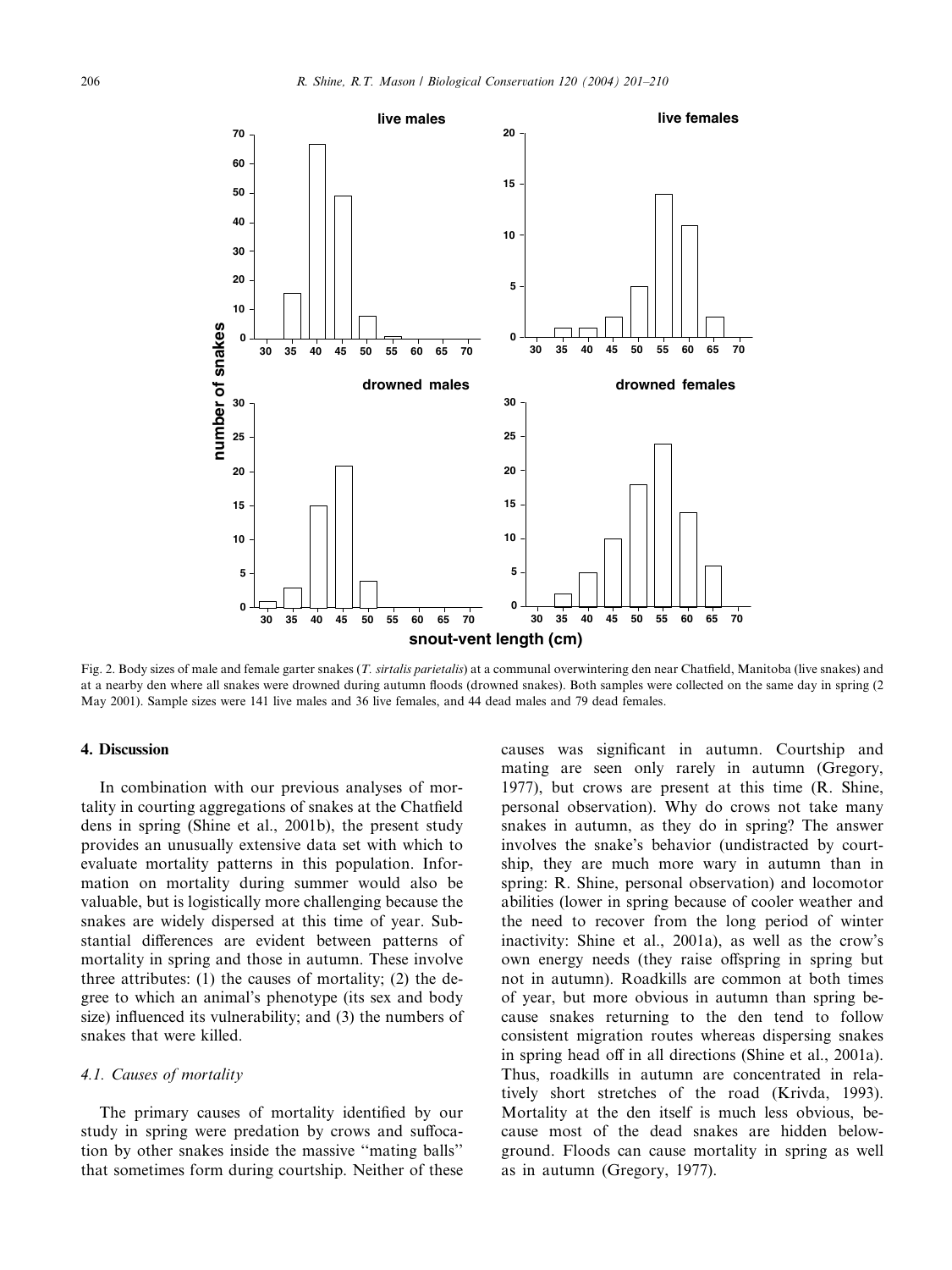Fig. 2. Body sizes of male and female garter snakes (*T. sirtalis parietalis*) at a communal overwintering den near Chatfield, Manitoba (live snakes) and at a nearby den where all snakes were drowned during autumn floods (drowned snakes). Both samples were collected on the same day in spring (2 May 2001). Sample sizes were 141 live males and 36 live females, and 44 dead males and 79 dead females.

## 4. Discussion

In combination with our previous analyses of mortality in courting aggregations of snakes at the Chatfield dens in spring (Shine et al., 2001b), the present study provides an unusually extensive data set with which to evaluate mortality patterns in this population. Information on mortality during summer would also be valuable, but is logistically more challenging because the snakes are widely dispersed at this time of year. Substantial differences are evident between patterns of mortality in spring and those in autumn. These involve three attributes: (1) the causes of mortality; (2) the degree to which an animal's phenotype (its sex and body size) influenced its vulnerability; and (3) the numbers of snakes that were killed.

### 4.1. Causes of mortality

The primary causes of mortality identified by our study in spring were predation by crows and suffocation by other snakes inside the massive "mating balls" that sometimes form during courtship. Neither of these causes was significant in autumn. Courtship and mating are seen only rarely in autumn (Gregory, 1977), but crows are present at this time (R. Shine, personal observation). Why do crows not take many snakes in autumn, as they do in spring? The answer involves the snake's behavior (undistracted by courtship, they are much more wary in autumn than in spring: R. Shine, personal observation) and locomotor abilities (lower in spring because of cooler weather and the need to recover from the long period of winter inactivity: Shine et al., 2001a), as well as the crow's own energy needs (they raise offspring in spring but not in autumn). Roadkills are common at both times of year, but more obvious in autumn than spring because snakes returning to the den tend to follow consistent migration routes whereas dispersing snakes in spring head off in all directions (Shine et al., 2001a). Thus, roadkills in autumn are concentrated in relatively short stretches of the road (Krivda, 1993). Mortality at the den itself is much less obvious, because most of the dead snakes are hidden belowground. Floods can cause mortality in spring as well as in autumn (Gregory, 1977).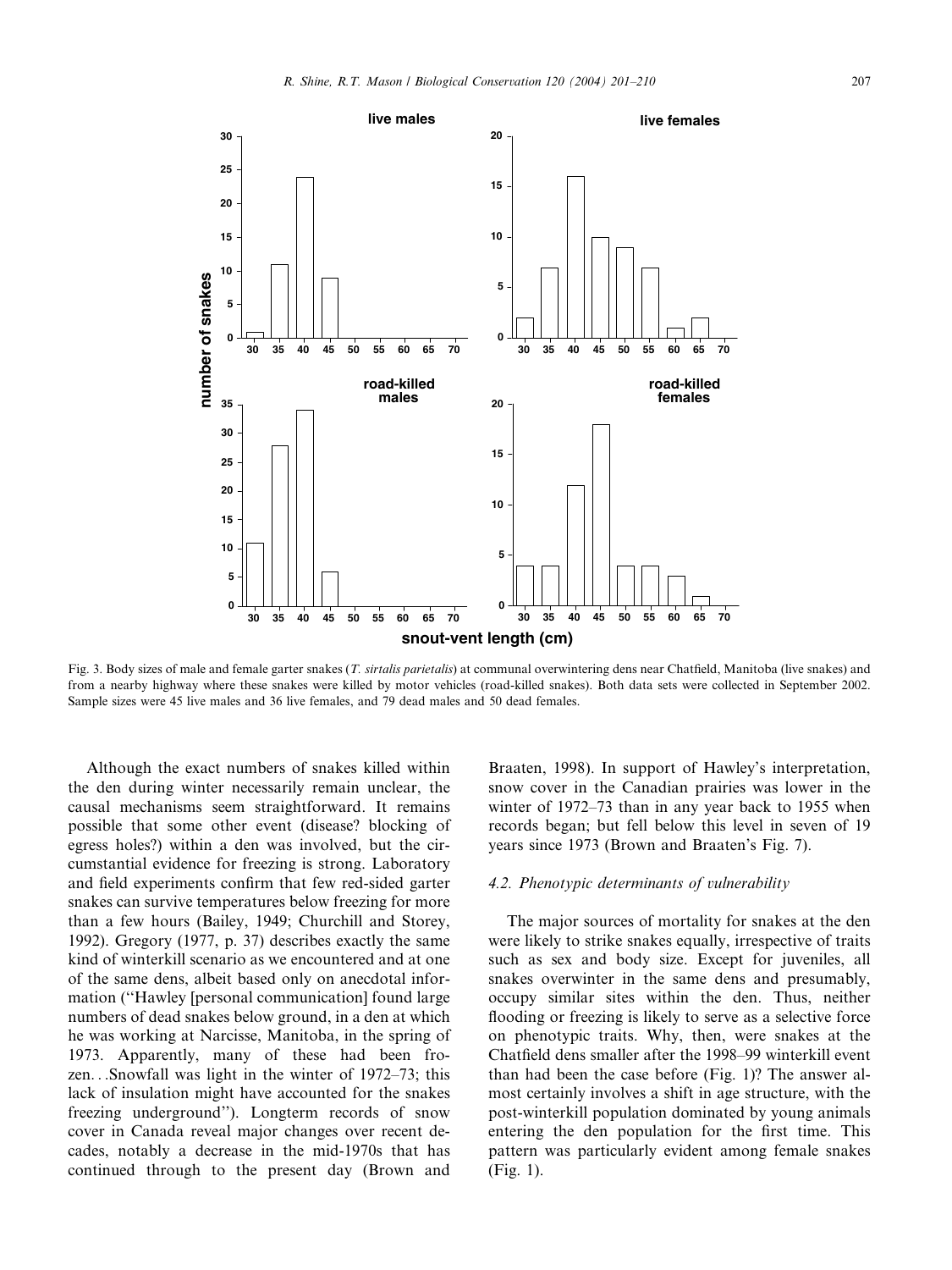Fig. 3. Body sizes of male and female garter snakes (*T. sirtalis parietalis*) at communal overwintering dens near Chatfield, Manitoba (live snakes) and from a nearby highway where these snakes were killed by motor vehicles (road-killed snakes). Both data sets were collected in September 2002. Sample sizes were 45 live males and 36 live females, and 79 dead males and 50 dead females.

Although the exact numbers of snakes killed within the den during winter necessarily remain unclear, the causal mechanisms seem straightforward. It remains possible that some other event (disease? blocking of egress holes?) within a den was involved, but the circumstantial evidence for freezing is strong. Laboratory and field experiments confirm that few red-sided garter snakes can survive temperatures below freezing for more than a few hours (Bailey, 1949; Churchill and Storey, 1992). Gregory (1977, p. 37) describes exactly the same kind of winterkill scenario as we encountered and at one of the same dens, albeit based only on anecdotal information ("Hawley [personal communication] found large numbers of dead snakes below ground, in a den at which he was working at Narcisse, Manitoba, in the spring of 1973. Apparently, many of these had been frozen…Snowfall was light in the winter of 1972–73; this lack of insulation might have accounted for the snakes freezing underground"). Longterm records of snow cover in Canada reveal major changes over recent decades, notably a decrease in the mid-1970s that has continued through to the present day (Brown and Braaten, 1998). In support of Hawley's interpretation, snow cover in the Canadian prairies was lower in the winter of 1972–73 than in any year back to 1955 when records began; but fell below this level in seven of 19 years since 1973 (Brown and Braaten's Fig. 7).

### 4.2. Phenotypic determinants of vulnerability

The major sources of mortality for snakes at the den were likely to strike snakes equally, irrespective of traits such as sex and body size. Except for juveniles, all snakes overwinter in the same dens and presumably, occupy similar sites within the den. Thus, neither flooding or freezing is likely to serve as a selective force on phenotypic traits. Why, then, were snakes at the Chatfield dens smaller after the 1998–99 winterkill event than had been the case before (Fig. 1)? The answer almost certainly involves a shift in age structure, with the post-winterkill population dominated by young animals entering the den population for the first time. This pattern was particularly evident among female snakes (Fig. 1).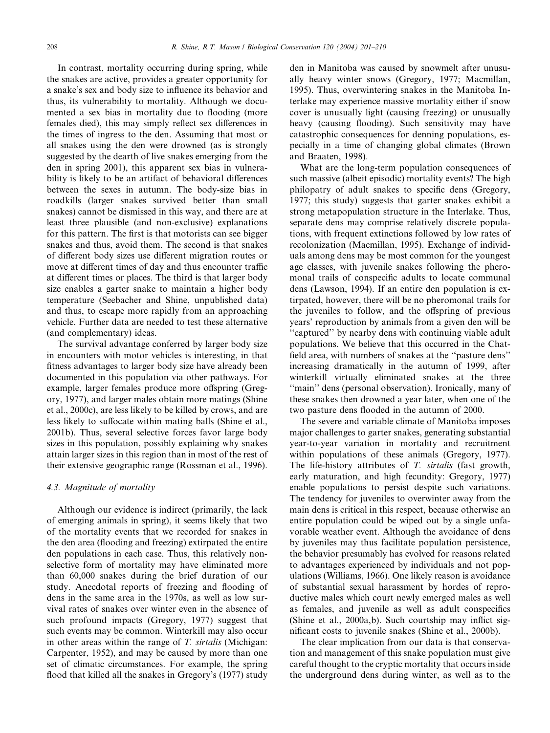In contrast, mortality occurring during spring, while the snakes are active, provides a greater opportunity for a snake's sex and body size to influence its behavior and thus, its vulnerability to mortality. Although we documented a sex bias in mortality due to flooding (more females died), this may simply reflect sex differences in the times of ingress to the den. Assuming that most or all snakes using the den were drowned (as is strongly suggested by the dearth of live snakes emerging from the den in spring 2001), this apparent sex bias in vulnerability is likely to be an artifact of behavioral differences between the sexes in autumn. The body-size bias in roadkills (larger snakes survived better than small snakes) cannot be dismissed in this way, and there are at least three plausible (and non-exclusive) explanations for this pattern. The first is that motorists can see bigger snakes and thus, avoid them. The second is that snakes of different body sizes use different migration routes or move at different times of day and thus encounter traffic at different times or places. The third is that larger body size enables a garter snake to maintain a higher body temperature (Seebacher and Shine, unpublished data) and thus, to escape more rapidly from an approaching vehicle. Further data are needed to test these alternative (and complementary) ideas.

The survival advantage conferred by larger body size in encounters with motor vehicles is interesting, in that fitness advantages to larger body size have already been documented in this population via other pathways. For example, larger females produce more offspring (Gregory, 1977), and larger males obtain more matings (Shine et al., 2000c), are less likely to be killed by crows, and are less likely to suffocate within mating balls (Shine et al., 2001b). Thus, several selective forces favor large body sizes in this population, possibly explaining why snakes attain larger sizes in this region than in most of the rest of their extensive geographic range (Rossman et al., 1996).

### 4.3. Magnitude of mortality

Although our evidence is indirect (primarily, the lack of emerging animals in spring), it seems likely that two of the mortality events that we recorded for snakes in the den area (flooding and freezing) extirpated the entire den populations in each case. Thus, this relatively non-selective form of mortality may have eliminated more than 60,000 snakes during the brief duration of our study. Anecdotal reports of freezing and flooding of dens in the same area in the 1970s, as well as low survival rates of snakes over winter even in the absence of such profound impacts (Gregory, 1977) suggest that such events may be common. Winterkill may also occur in other areas within the range of *T. sirtalis* (Michigan: Carpenter, 1952), and may be caused by more than one set of climatic circumstances. For example, the spring flood that killed all the snakes in Gregory's (1977) study den in Manitoba was caused by snowmelt after unusually heavy winter snows (Gregory, 1977; Macmillan, 1995). Thus, overwintering snakes in the Manitoba Interlake may experience massive mortality either if snow cover is unusually light (causing freezing) or unusually heavy (causing flooding). Such sensitivity may have catastrophic consequences for denning populations, especially in a time of changing global climates (Brown and Braaten, 1998).

What are the long-term population consequences of such massive (albeit episodic) mortality events? The high philopatry of adult snakes to specific dens (Gregory, 1977; this study) suggests that garter snakes exhibit a strong metapopulation structure in the Interlake. Thus, separate dens may comprise relatively discrete populations, with frequent extinctions followed by low rates of recolonization (Macmillan, 1995). Exchange of individuals among dens may be most common for the youngest age classes, with juvenile snakes following the pheromonal trails of conspecific adults to locate communal dens (Lawson, 1994). If an entire den population is extirpated, however, there will be no pheromonal trails for the juveniles to follow, and the offspring of previous years' reproduction by animals from a given den will be "captured" by nearby dens with continuing viable adult populations. We believe that this occurred in the Chatfield area, with numbers of snakes at the "pasture dens" increasing dramatically in the autumn of 1999, after winterkill virtually eliminated snakes at the three "main" dens (personal observation). Ironically, many of these snakes then drowned a year later, when one of the two pasture dens flooded in the autumn of 2000.

The severe and variable climate of Manitoba imposes major challenges to garter snakes, generating substantial year-to-year variation in mortality and recruitment within populations of these animals (Gregory, 1977). The life-history attributes of *T. sirtalis* (fast growth, early maturation, and high fecundity: Gregory, 1977) enable populations to persist despite such variations. The tendency for juveniles to overwinter away from the main dens is critical in this respect, because otherwise an entire population could be wiped out by a single unfavorable weather event. Although the avoidance of dens by juveniles may thus facilitate population persistence, the behavior presumably has evolved for reasons related to advantages experienced by individuals and not populations (Williams, 1966). One likely reason is avoidance of substantial sexual harassment by hordes of reproductive males which court newly emerged males as well as females, and juvenile as well as adult conspecifics (Shine et al., 2000a,b). Such courtship may inflict significant costs to juvenile snakes (Shine et al., 2000b).

The clear implication from our data is that conservation and management of this snake population must give careful thought to the cryptic mortality that occurs inside the underground dens during winter, as well as to the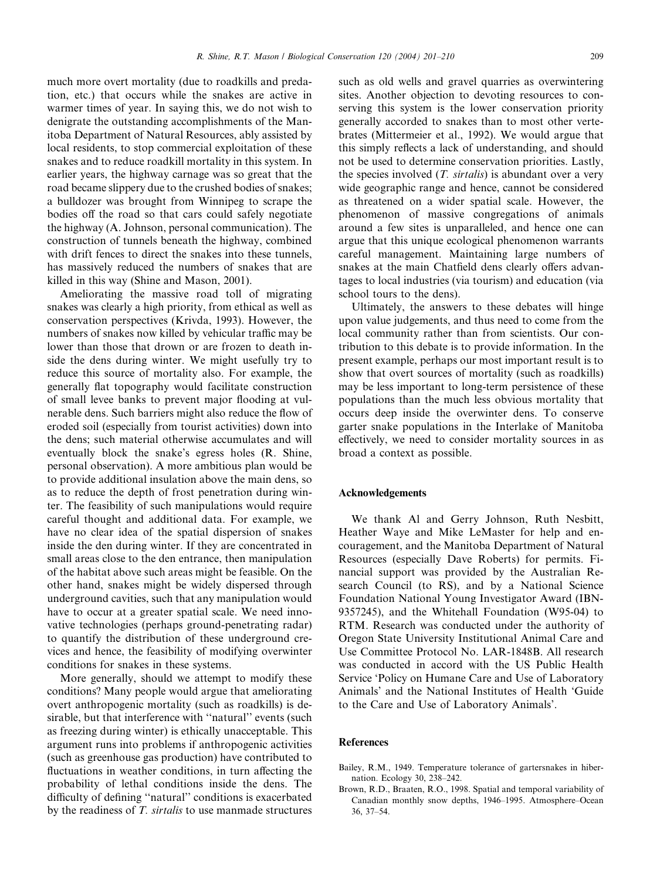much more overt mortality (due to roadkills and predation, etc.) that occurs while the snakes are active in warmer times of year. In saying this, we do not wish to denigrate the outstanding accomplishments of the Manitoba Department of Natural Resources, ably assisted by local residents, to stop commercial exploitation of these snakes and to reduce roadkill mortality in this system. In earlier years, the highway carnage was so great that the road became slippery due to the crushed bodies of snakes; a bulldozer was brought from Winnipeg to scrape the bodies off the road so that cars could safely negotiate the highway (A. Johnson, personal communication). The construction of tunnels beneath the highway, combined with drift fences to direct the snakes into these tunnels, has massively reduced the numbers of snakes that are killed in this way (Shine and Mason, 2001).

Ameliorating the massive road toll of migrating snakes was clearly a high priority, from ethical as well as conservation perspectives (Krivda, 1993). However, the numbers of snakes now killed by vehicular traffic may be lower than those that drown or are frozen to death inside the dens during winter. We might usefully try to reduce this source of mortality also. For example, the generally flat topography would facilitate construction of small levee banks to prevent major flooding at vulnerable dens. Such barriers might also reduce the flow of eroded soil (especially from tourist activities) down into the dens; such material otherwise accumulates and will eventually block the snake's egress holes (R. Shine, personal observation). A more ambitious plan would be to provide additional insulation above the main dens, so as to reduce the depth of frost penetration during winter. The feasibility of such manipulations would require careful thought and additional data. For example, we have no clear idea of the spatial dispersion of snakes inside the den during winter. If they are concentrated in small areas close to the den entrance, then manipulation of the habitat above such areas might be feasible. On the other hand, snakes might be widely dispersed through underground cavities, such that any manipulation would have to occur at a greater spatial scale. We need innovative technologies (perhaps ground-penetrating radar) to quantify the distribution of these underground crevices and hence, the feasibility of modifying overwinter conditions for snakes in these systems.

More generally, should we attempt to modify these conditions? Many people would argue that ameliorating overt anthropogenic mortality (such as roadkills) is desirable, but that interference with "natural" events (such as freezing during winter) is ethically unacceptable. This argument runs into problems if anthropogenic activities (such as greenhouse gas production) have contributed to fluctuations in weather conditions, in turn affecting the probability of lethal conditions inside the dens. The difficulty of defining "natural" conditions is exacerbated by the readiness of *T. sirtalis* to use manmade structures such as old wells and gravel quarries as overwintering sites. Another objection to devoting resources to conserving this system is the lower conservation priority generally accorded to snakes than to most other vertebrates (Mittermeier et al., 1992). We would argue that this simply reflects a lack of understanding, and should not be used to determine conservation priorities. Lastly, the species involved (*T. sirtalis*) is abundant over a very wide geographic range and hence, cannot be considered as threatened on a wider spatial scale. However, the phenomenon of massive congregations of animals around a few sites is unparalleled, and hence one can argue that this unique ecological phenomenon warrants careful management. Maintaining large numbers of snakes at the main Chatfield dens clearly offers advantages to local industries (via tourism) and education (via school tours to the dens).

Ultimately, the answers to these debates will hinge upon value judgements, and thus need to come from the local community rather than from scientists. Our contribution to this debate is to provide information. In the present example, perhaps our most important result is to show that overt sources of mortality (such as roadkills) may be less important to long-term persistence of these populations than the much less obvious mortality that occurs deep inside the overwinter dens. To conserve garter snake populations in the Interlake of Manitoba effectively, we need to consider mortality sources in as broad a context as possible.

## Acknowledgements

We thank Al and Gerry Johnson, Ruth Nesbitt, Heather Waye and Mike LeMaster for help and encouragement, and the Manitoba Department of Natural Resources (especially Dave Roberts) for permits. Financial support was provided by the Australian Research Council (to RS), and by a National Science Foundation National Young Investigator Award (IBN-9357245), and the Whitehall Foundation (W95-04) to RTM. Research was conducted under the authority of Oregon State University Institutional Animal Care and Use Committee Protocol No. LAR-1848B. All research was conducted in accord with the US Public Health Service 'Policy on Humane Care and Use of Laboratory Animals' and the National Institutes of Health 'Guide to the Care and Use of Laboratory Animals'.

## References

Bailey, R.M., 1949. Temperature tolerance of gartersnakes in hibernation. Ecology 30, 238–242.

Brown, R.D., Braaten, R.O., 1998. Spatial and temporal variability of Canadian monthly snow depths, 1946–1995. Atmosphere–Ocean 36, 37–54.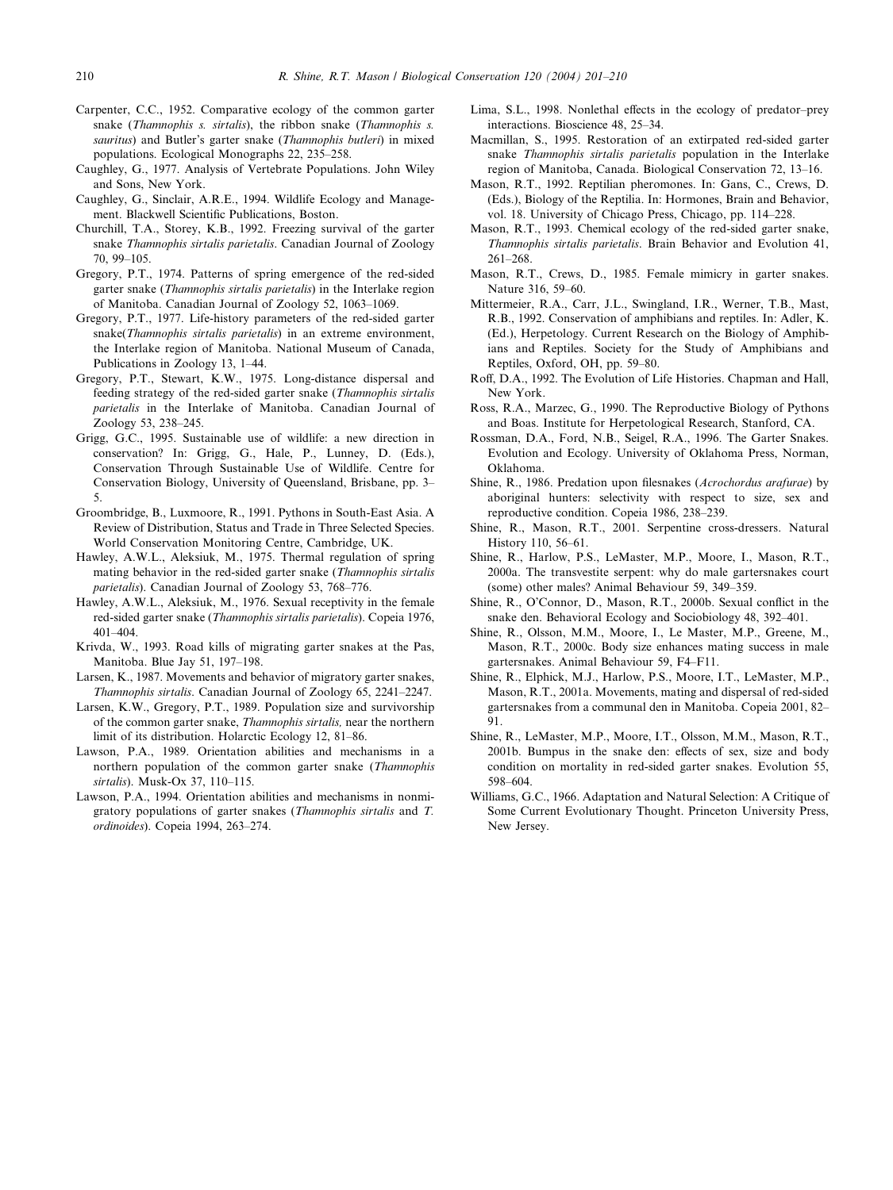Carpenter, C.C., 1952. Comparative ecology of the common garter snake (*Thamnophis s. sirtalis*), the ribbon snake (*Thamnophis s. sauritus*) and Butler's garter snake (*Thamnophis butleri*) in mixed populations. Ecological Monographs 22, 235–258.

Caughley, G., 1977. Analysis of Vertebrate Populations. John Wiley and Sons, New York.

Caughley, G., Sinclair, A.R.E., 1994. Wildlife Ecology and Management. Blackwell Scientific Publications, Boston.

Churchill, T.A., Storey, K.B., 1992. Freezing survival of the garter snake *Thamnophis sirtalis parietalis*. Canadian Journal of Zoology 70, 99–105.

Gregory, P.T., 1974. Patterns of spring emergence of the red-sided garter snake (*Thamnophis sirtalis parietalis*) in the Interlake region of Manitoba. Canadian Journal of Zoology 52, 1063–1069.

Gregory, P.T., 1977. Life-history parameters of the red-sided garter snake(*Thamnophis sirtalis parietalis*) in an extreme environment, the Interlake region of Manitoba. National Museum of Canada, Publications in Zoology 13, 1–44.

Gregory, P.T., Stewart, K.W., 1975. Long-distance dispersal and feeding strategy of the red-sided garter snake (*Thamnophis sirtalis parietalis* in the Interlake of Manitoba. Canadian Journal of Zoology 53, 238–245.

Grigg, G.C., 1995. Sustainable use of wildlife: a new direction in conservation? In: Grigg, G., Hale, P., Lunney, D. (Eds.), Conservation Through Sustainable Use of Wildlife. Centre for Conservation Biology, University of Queensland, Brisbane, pp. 3–5.

Groombridge, B., Luxmoore, R., 1991. Pythons in South-East Asia. A Review of Distribution, Status and Trade in Three Selected Species. World Conservation Monitoring Centre, Cambridge, UK.

Hawley, A.W.L., Aleksiuk, M., 1975. Thermal regulation of spring mating behavior in the red-sided garter snake (*Thamnophis sirtalis parietalis*). Canadian Journal of Zoology 53, 768–776.

Hawley, A.W.L., Aleksiuk, M., 1976. Sexual receptivity in the female red-sided garter snake (*Thamnophis sirtalis parietalis*). Copeia 1976, 401–404.

Krivda, W., 1993. Road kills of migrating garter snakes at the Pas, Manitoba. Blue Jay 51, 197–198.

Larsen, K., 1987. Movements and behavior of migratory garter snakes, *Thamnophis sirtalis*. Canadian Journal of Zoology 65, 2241–2247.

Larsen, K.W., Gregory, P.T., 1989. Population size and survivorship of the common garter snake, *Thamnophis sirtalis,* near the northern limit of its distribution. Holarctic Ecology 12, 81–86.

Lawson, P.A., 1989. Orientation abilities and mechanisms in a northern population of the common garter snake (*Thamnophis sirtalis*). Musk-Ox 37, 110–115.

Lawson, P.A., 1994. Orientation abilities and mechanisms in nonmigratory populations of garter snakes (*Thamnophis sirtalis* and *T. ordinoides*). Copeia 1994, 263–274.

Lima, S.L., 1998. Nonlethal effects in the ecology of predator–prey interactions. Bioscience 48, 25–34.

Macmillan, S., 1995. Restoration of an extirpated red-sided garter snake *Thamnophis sirtalis parietalis* population in the Interlake region of Manitoba, Canada. Biological Conservation 72, 13–16.

Mason, R.T., 1992. Reptilian pheromones. In: Gans, C., Crews, D. (Eds.), Biology of the Reptilia. In: Hormones, Brain and Behavior, vol. 18. University of Chicago Press, Chicago, pp. 114–228.

Mason, R.T., 1993. Chemical ecology of the red-sided garter snake, *Thamnophis sirtalis parietalis*. Brain Behavior and Evolution 41, 261–268.

Mason, R.T., Crews, D., 1985. Female mimicry in garter snakes. Nature 316, 59–60.

Mittermeier, R.A., Carr, J.L., Swingland, I.R., Werner, T.B., Mast, R.B., 1992. Conservation of amphibians and reptiles. In: Adler, K. (Ed.), Herpetology. Current Research on the Biology of Amphibians and Reptiles. Society for the Study of Amphibians and Reptiles, Oxford, OH, pp. 59–80.

Roff, D.A., 1992. The Evolution of Life Histories. Chapman and Hall, New York.

Ross, R.A., Marzec, G., 1990. The Reproductive Biology of Pythons and Boas. Institute for Herpetological Research, Stanford, CA.

Rossman, D.A., Ford, N.B., Seigel, R.A., 1996. The Garter Snakes. Evolution and Ecology. University of Oklahoma Press, Norman, Oklahoma.

Shine, R., 1986. Predation upon filesnakes (*Acrochordus arafurae*) by aboriginal hunters: selectivity with respect to size, sex and reproductive condition. Copeia 1986, 238–239.

Shine, R., Mason, R.T., 2001. Serpentine cross-dressers. Natural History 110, 56–61.

Shine, R., Harlow, P.S., LeMaster, M.P., Moore, I., Mason, R.T., 2000a. The transvestite serpent: why do male gartersnakes court (some) other males? Animal Behaviour 59, 349–359.

Shine, R., O'Connor, D., Mason, R.T., 2000b. Sexual conflict in the snake den. Behavioral Ecology and Sociobiology 48, 392–401.

Shine, R., Olsson, M.M., Moore, I., Le Master, M.P., Greene, M., Mason, R.T., 2000c. Body size enhances mating success in male gartersnakes. Animal Behaviour 59, F4–F11.

Shine, R., Elphick, M.J., Harlow, P.S., Moore, I.T., LeMaster, M.P., Mason, R.T., 2001a. Movements, mating and dispersal of red-sided gartersnakes from a communal den in Manitoba. Copeia 2001, 82–91.

Shine, R., LeMaster, M.P., Moore, I.T., Olsson, M.M., Mason, R.T., 2001b. Bumpus in the snake den: effects of sex, size and body condition on mortality in red-sided garter snakes. Evolution 55, 598–604.

Williams, G.C., 1966. Adaptation and Natural Selection: A Critique of Some Current Evolutionary Thought. Princeton University Press, New Jersey.